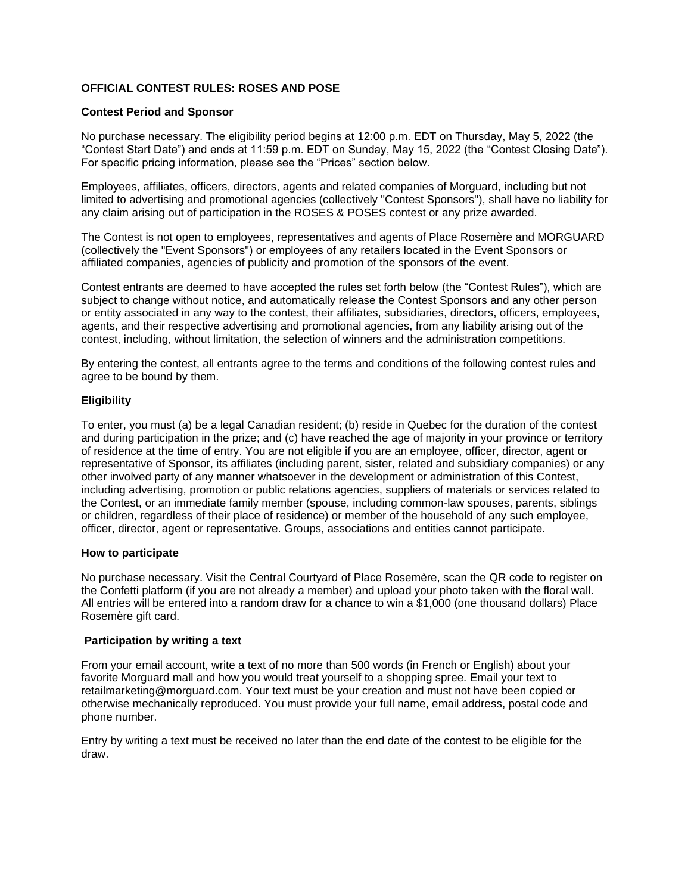**OFFICIAL CONTEST RULES: ROSES AND POSE**

**Contest Period and Sponsor**

No purchase necessary. The eligibility period begins at 12:00 p.m. EDT on Thursday, May 5, 2022 (the "Contest Start Date") and ends at 11:59 p.m. EDT on Sunday, May 15, 2022 (the "Contest Closing Date"). For specific pricing information, please see the "Prices" section below.

Employees, affiliates, officers, directors, agents and related companies of Morguard, including but not limited to advertising and promotional agencies (collectively "Contest Sponsors"), shall have no liability for any claim arising out of participation in the ROSES & POSES contest or any prize awarded.

The Contest is not open to employees, representatives and agents of Place Rosemère and MORGUARD (collectively the "Event Sponsors") or employees of any retailers located in the Event Sponsors or affiliated companies, agencies of publicity and promotion of the sponsors of the event.

Contest entrants are deemed to have accepted the rules set forth below (the "Contest Rules"), which are subject to change without notice, and automatically release the Contest Sponsors and any other person or entity associated in any way to the contest, their affiliates, subsidiaries, directors, officers, employees, agents, and their respective advertising and promotional agencies, from any liability arising out of the contest, including, without limitation, the selection of winners and the administration competitions.

By entering the contest, all entrants agree to the terms and conditions of the following contest rules and agree to be bound by them.

**Eligibility**

To enter, you must (a) be a legal Canadian resident; (b) reside in Quebec for the duration of the contest and during participation in the prize; and (c) have reached the age of majority in your province or territory of residence at the time of entry. You are not eligible if you are an employee, officer, director, agent or representative of Sponsor, its affiliates (including parent, sister, related and subsidiary companies) or any other involved party of any manner whatsoever in the development or administration of this Contest, including advertising, promotion or public relations agencies, suppliers of materials or services related to the Contest, or an immediate family member (spouse, including common-law spouses, parents, siblings or children, regardless of their place of residence) or member of the household of any such employee, officer, director, agent or representative. Groups, associations and entities cannot participate.

**How to participate**

No purchase necessary. Visit the Central Courtyard of Place Rosemère, scan the QR code to register on the Confetti platform (if you are not already a member) and upload your photo taken with the floral wall. All entries will be entered into a random draw for a chance to win a $1,000 (one thousand dollars) Place Rosemère gift card.

**Participation by writing a text**

From your email account, write a text of no more than 500 words (in French or English) about your favorite Morguard mall and how you would treat yourself to a shopping spree. Email your text to retailmarketing@morguard.com. Your text must be your creation and must not have been copied or otherwise mechanically reproduced. You must provide your full name, email address, postal code and phone number.

Entry by writing a text must be received no later than the end date of the contest to be eligible for the draw.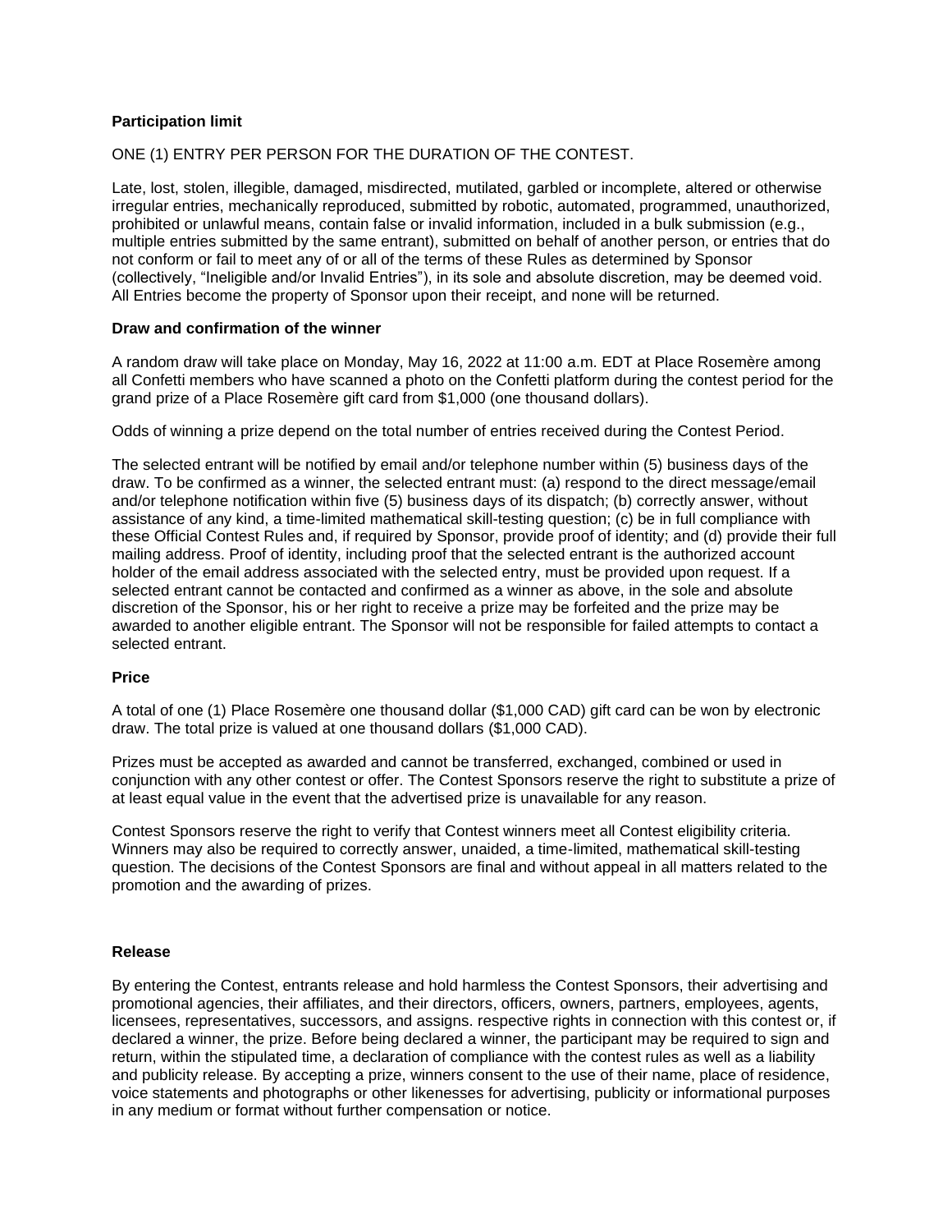**Participation limit**

ONE (1) ENTRY PER PERSON FOR THE DURATION OF THE CONTEST.

Late, lost, stolen, illegible, damaged, misdirected, mutilated, garbled or incomplete, altered or otherwise irregular entries, mechanically reproduced, submitted by robotic, automated, programmed, unauthorized, prohibited or unlawful means, contain false or invalid information, included in a bulk submission (e.g., multiple entries submitted by the same entrant), submitted on behalf of another person, or entries that do not conform or fail to meet any of or all of the terms of these Rules as determined by Sponsor (collectively, "Ineligible and/or Invalid Entries"), in its sole and absolute discretion, may be deemed void. All Entries become the property of Sponsor upon their receipt, and none will be returned.

**Draw and confirmation of the winner**

A random draw will take place on Monday, May 16, 2022 at 11:00 a.m. EDT at Place Rosemère among all Confetti members who have scanned a photo on the Confetti platform during the contest period for the grand prize of a Place Rosemère gift card from $1,000 (one thousand dollars).

Odds of winning a prize depend on the total number of entries received during the Contest Period.

The selected entrant will be notified by email and/or telephone number within (5) business days of the draw. To be confirmed as a winner, the selected entrant must: (a) respond to the direct message/email and/or telephone notification within five (5) business days of its dispatch; (b) correctly answer, without assistance of any kind, a time-limited mathematical skill-testing question; (c) be in full compliance with these Official Contest Rules and, if required by Sponsor, provide proof of identity; and (d) provide their full mailing address. Proof of identity, including proof that the selected entrant is the authorized account holder of the email address associated with the selected entry, must be provided upon request. If a selected entrant cannot be contacted and confirmed as a winner as above, in the sole and absolute discretion of the Sponsor, his or her right to receive a prize may be forfeited and the prize may be awarded to another eligible entrant. The Sponsor will not be responsible for failed attempts to contact a selected entrant.

**Price**

A total of one (1) Place Rosemère one thousand dollar ($1,000 CAD) gift card can be won by electronic draw. The total prize is valued at one thousand dollars ($1,000 CAD).

Prizes must be accepted as awarded and cannot be transferred, exchanged, combined or used in conjunction with any other contest or offer. The Contest Sponsors reserve the right to substitute a prize of at least equal value in the event that the advertised prize is unavailable for any reason.

Contest Sponsors reserve the right to verify that Contest winners meet all Contest eligibility criteria. Winners may also be required to correctly answer, unaided, a time-limited, mathematical skill-testing question. The decisions of the Contest Sponsors are final and without appeal in all matters related to the promotion and the awarding of prizes.

**Release**

By entering the Contest, entrants release and hold harmless the Contest Sponsors, their advertising and promotional agencies, their affiliates, and their directors, officers, owners, partners, employees, agents, licensees, representatives, successors, and assigns. respective rights in connection with this contest or, if declared a winner, the prize. Before being declared a winner, the participant may be required to sign and return, within the stipulated time, a declaration of compliance with the contest rules as well as a liability and publicity release. By accepting a prize, winners consent to the use of their name, place of residence, voice statements and photographs or other likenesses for advertising, publicity or informational purposes in any medium or format without further compensation or notice.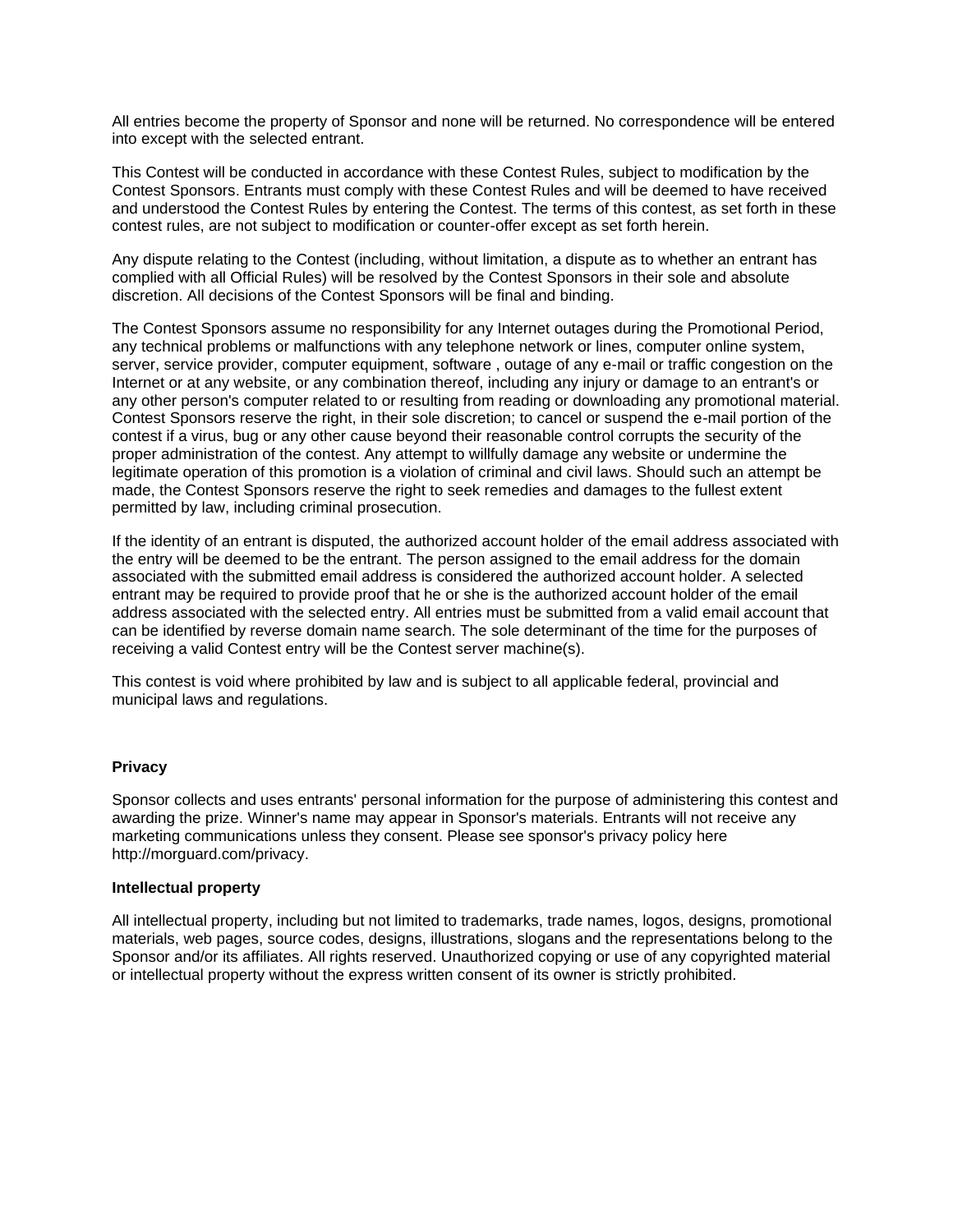All entries become the property of Sponsor and none will be returned. No correspondence will be entered into except with the selected entrant.

This Contest will be conducted in accordance with these Contest Rules, subject to modification by the Contest Sponsors. Entrants must comply with these Contest Rules and will be deemed to have received and understood the Contest Rules by entering the Contest. The terms of this contest, as set forth in these contest rules, are not subject to modification or counter-offer except as set forth herein.

Any dispute relating to the Contest (including, without limitation, a dispute as to whether an entrant has complied with all Official Rules) will be resolved by the Contest Sponsors in their sole and absolute discretion. All decisions of the Contest Sponsors will be final and binding.

The Contest Sponsors assume no responsibility for any Internet outages during the Promotional Period, any technical problems or malfunctions with any telephone network or lines, computer online system, server, service provider, computer equipment, software , outage of any e-mail or traffic congestion on the Internet or at any website, or any combination thereof, including any injury or damage to an entrant's or any other person's computer related to or resulting from reading or downloading any promotional material. Contest Sponsors reserve the right, in their sole discretion; to cancel or suspend the e-mail portion of the contest if a virus, bug or any other cause beyond their reasonable control corrupts the security of the proper administration of the contest. Any attempt to willfully damage any website or undermine the legitimate operation of this promotion is a violation of criminal and civil laws. Should such an attempt be made, the Contest Sponsors reserve the right to seek remedies and damages to the fullest extent permitted by law, including criminal prosecution.

If the identity of an entrant is disputed, the authorized account holder of the email address associated with the entry will be deemed to be the entrant. The person assigned to the email address for the domain associated with the submitted email address is considered the authorized account holder. A selected entrant may be required to provide proof that he or she is the authorized account holder of the email address associated with the selected entry. All entries must be submitted from a valid email account that can be identified by reverse domain name search. The sole determinant of the time for the purposes of receiving a valid Contest entry will be the Contest server machine(s).

This contest is void where prohibited by law and is subject to all applicable federal, provincial and municipal laws and regulations.

**Privacy**

Sponsor collects and uses entrants' personal information for the purpose of administering this contest and awarding the prize. Winner's name may appear in Sponsor's materials. Entrants will not receive any marketing communications unless they consent. Please see sponsor's privacy policy here http://morguard.com/privacy.

**Intellectual property**

All intellectual property, including but not limited to trademarks, trade names, logos, designs, promotional materials, web pages, source codes, designs, illustrations, slogans and the representations belong to the Sponsor and/or its affiliates. All rights reserved. Unauthorized copying or use of any copyrighted material or intellectual property without the express written consent of its owner is strictly prohibited.